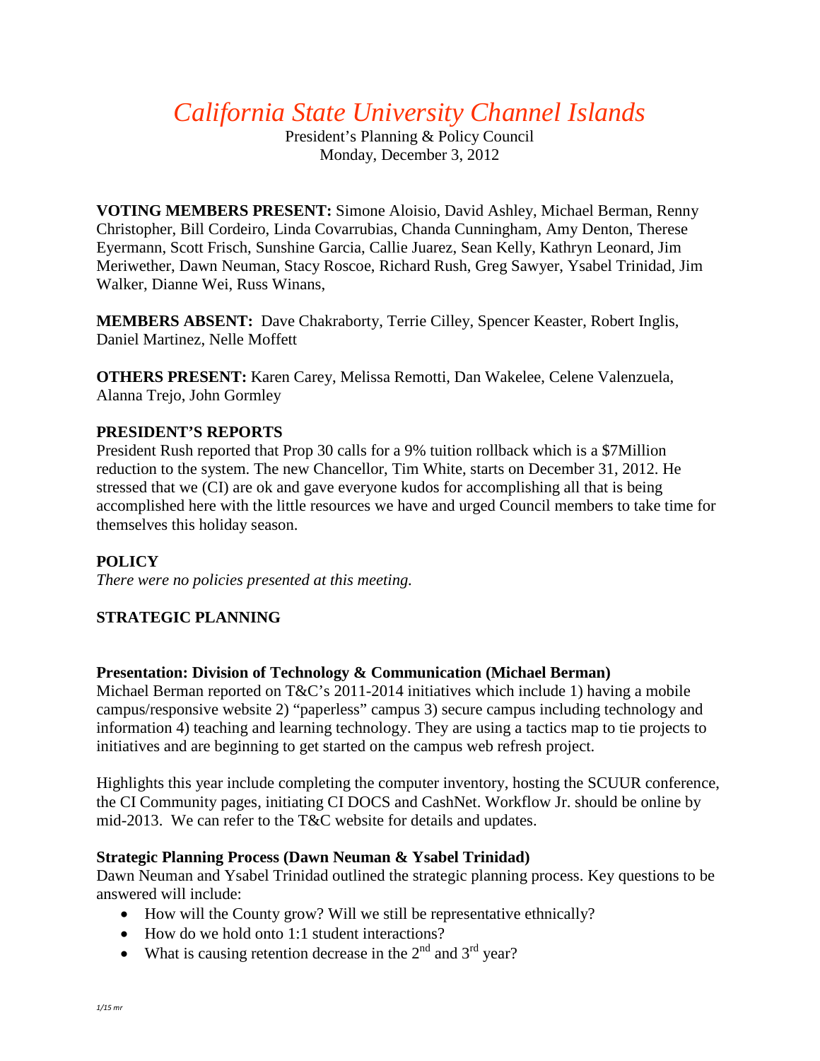# *California State University Channel Islands*

President's Planning & Policy Council
Monday, December 3, 2012

**VOTING MEMBERS PRESENT:** Simone Aloisio, David Ashley, Michael Berman, Renny Christopher, Bill Cordeiro, Linda Covarrubias, Chanda Cunningham, Amy Denton, Therese Eyermann, Scott Frisch, Sunshine Garcia, Callie Juarez, Sean Kelly, Kathryn Leonard, Jim Meriwether, Dawn Neuman, Stacy Roscoe, Richard Rush, Greg Sawyer, Ysabel Trinidad, Jim Walker, Dianne Wei, Russ Winans,

**MEMBERS ABSENT:** Dave Chakraborty, Terrie Cilley, Spencer Keaster, Robert Inglis, Daniel Martinez, Nelle Moffett

**OTHERS PRESENT:** Karen Carey, Melissa Remotti, Dan Wakelee, Celene Valenzuela, Alanna Trejo, John Gormley

**PRESIDENT'S REPORTS**

President Rush reported that Prop 30 calls for a 9% tuition rollback which is a $7Million reduction to the system. The new Chancellor, Tim White, starts on December 31, 2012. He stressed that we (CI) are ok and gave everyone kudos for accomplishing all that is being accomplished here with the little resources we have and urged Council members to take time for themselves this holiday season.

**POLICY**

*There were no policies presented at this meeting.*

**STRATEGIC PLANNING**

**Presentation: Division of Technology & Communication (Michael Berman)**

Michael Berman reported on T&C's 2011-2014 initiatives which include 1) having a mobile campus/responsive website 2) "paperless" campus 3) secure campus including technology and information 4) teaching and learning technology. They are using a tactics map to tie projects to initiatives and are beginning to get started on the campus web refresh project.

Highlights this year include completing the computer inventory, hosting the SCUUR conference, the CI Community pages, initiating CI DOCS and CashNet. Workflow Jr. should be online by mid-2013. We can refer to the T&C website for details and updates.

**Strategic Planning Process (Dawn Neuman & Ysabel Trinidad)**

Dawn Neuman and Ysabel Trinidad outlined the strategic planning process. Key questions to be answered will include:

- How will the County grow? Will we still be representative ethnically?
- How do we hold onto 1:1 student interactions?
- What is causing retention decrease in the 2nd and 3rd year?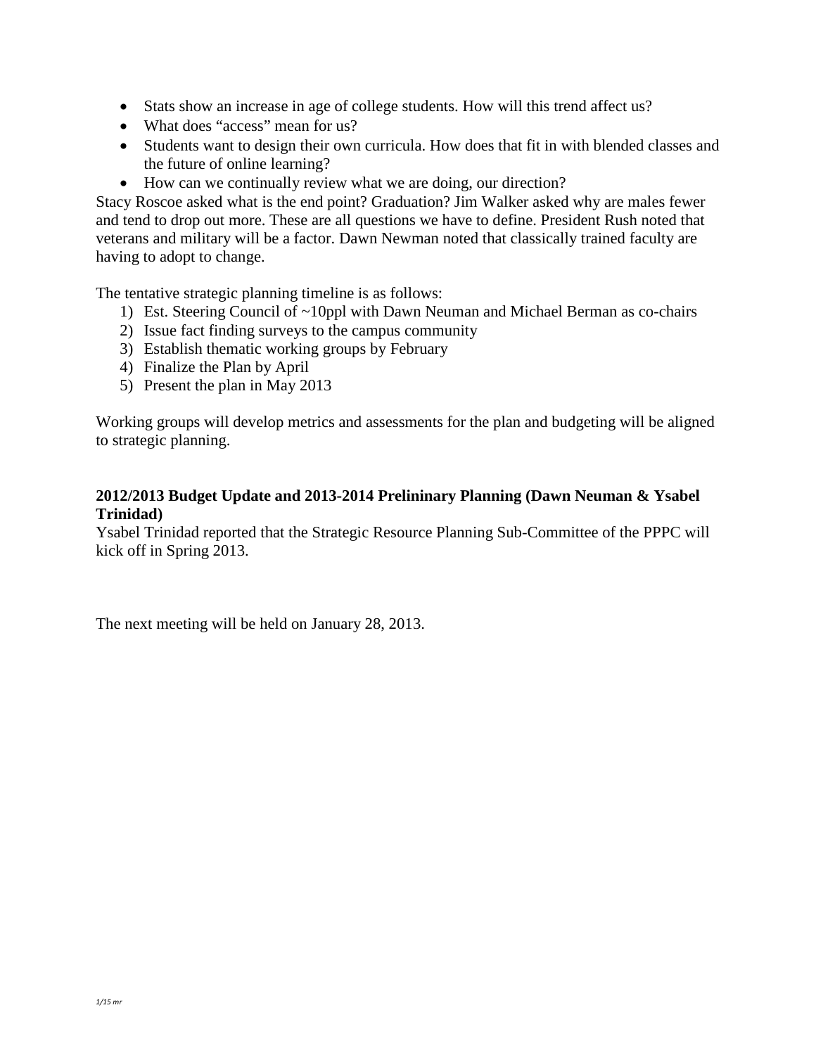- Stats show an increase in age of college students. How will this trend affect us?
- What does “access” mean for us?
- Students want to design their own curricula. How does that fit in with blended classes and the future of online learning?
- How can we continually review what we are doing, our direction?

Stacy Roscoe asked what is the end point? Graduation? Jim Walker asked why are males fewer and tend to drop out more. These are all questions we have to define. President Rush noted that veterans and military will be a factor. Dawn Newman noted that classically trained faculty are having to adopt to change.

The tentative strategic planning timeline is as follows:

1) Est. Steering Council of ~10ppl with Dawn Neuman and Michael Berman as co-chairs
2) Issue fact finding surveys to the campus community
3) Establish thematic working groups by February
4) Finalize the Plan by April
5) Present the plan in May 2013

Working groups will develop metrics and assessments for the plan and budgeting will be aligned to strategic planning.

**2012/2013 Budget Update and 2013-2014 Prelininary Planning (Dawn Neuman & Ysabel Trinidad)**

Ysabel Trinidad reported that the Strategic Resource Planning Sub-Committee of the PPPC will kick off in Spring 2013.

The next meeting will be held on January 28, 2013.

*1/15 mr*